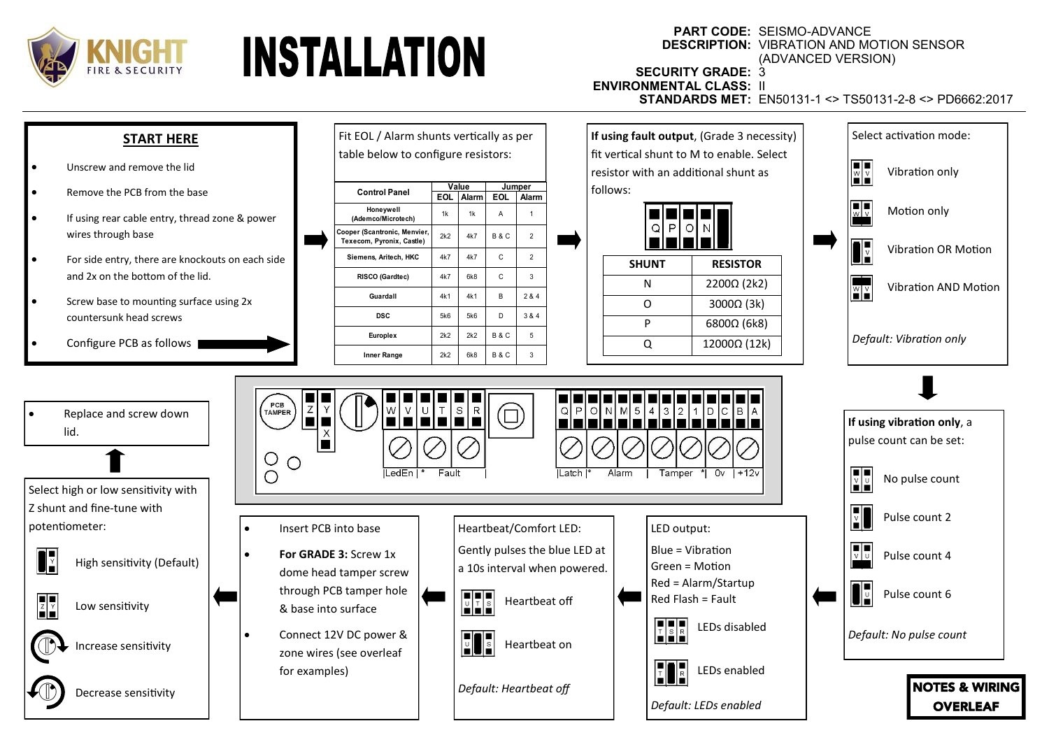# INSTALLATION

**PART CODE:** SEISMO-ADVANCE
**DESCRIPTION:** VIBRATION AND MOTION SENSOR (ADVANCED VERSION)
**SECURITY GRADE:** 3
**ENVIRONMENTAL CLASS:** II
**STANDARDS MET:** EN50131-1 <> TS50131-2-8 <> PD6662:2017

## START HERE

- Unscrew and remove the lid
- Remove the PCB from the base
- If using rear cable entry, thread zone & power wires through base
- For side entry, there are knockouts on each side and 2x on the bottom of the lid.
- Screw base to mounting surface using 2x countersunk head screws
- Configure PCB as follows

Fit EOL / Alarm shunts vertically as per table below to configure resistors:

| Control Panel | Value | | Jumper | |
|---|---|---|---|---|
| | EOL | Alarm | EOL | Alarm |
| Honeywell (Ademco/Microtech) | 1k | 1k | A | 1 |
| Cooper (Scantronic, Menvier, Texecom, Pyronix, Castle) | 2k2 | 4k7 | B & C | 2 |
| Siemens, Aritech, HKC | 4k7 | 4k7 | C | 2 |
| RISCO (Gardtec) | 4k7 | 6k8 | C | 3 |
| Guardall | 4k1 | 4k1 | B | 2 & 4 |
| DSC | 5k6 | 5k6 | D | 3 & 4 |
| Europlex | 2k2 | 2k2 | B & C | 5 |
| Inner Range | 2k2 | 6k8 | B & C | 3 |

**If using fault output**, (Grade 3 necessity) fit vertical shunt to M to enable. Select resistor with an additional shunt as follows:

| SHUNT | RESISTOR |
|---|---|
| N | 2200Ω (2k2) |
| O | 3000Ω (3k) |
| P | 6800Ω (6k8) |
| Q | 12000Ω (12k) |

Select activation mode:

- Vibration only
- Motion only
- Vibration OR Motion
- Vibration AND Motion

*Default: Vibration only*

**If using vibration only**, a pulse count can be set:

- No pulse count
- Pulse count 2
- Pulse count 4
- Pulse count 6

*Default: No pulse count*

PCB TAMPER | Z Y X | W V U T S R | Q P O N M 5 4 3 2 1 D C B A

LedEn | * | Fault | Latch | * | Alarm | Tamper | * | 0v | +12v

LED output:

Blue = Vibration
Green = Motion
Red = Alarm/Startup
Red Flash = Fault

- LEDs disabled
- LEDs enabled

*Default: LEDs enabled*

Heartbeat/Comfort LED:

Gently pulses the blue LED at a 10s interval when powered.

- Heartbeat off
- Heartbeat on

*Default: Heartbeat off*

- Insert PCB into base
- **For GRADE 3:** Screw 1x dome head tamper screw through PCB tamper hole & base into surface
- Connect 12V DC power & zone wires (see overleaf for examples)

Select high or low sensitivity with Z shunt and fine-tune with potentiometer:

- High sensitivity (Default)
- Low sensitivity
- Increase sensitivity
- Decrease sensitivity

- Replace and screw down lid.

**NOTES & WIRING OVERLEAF**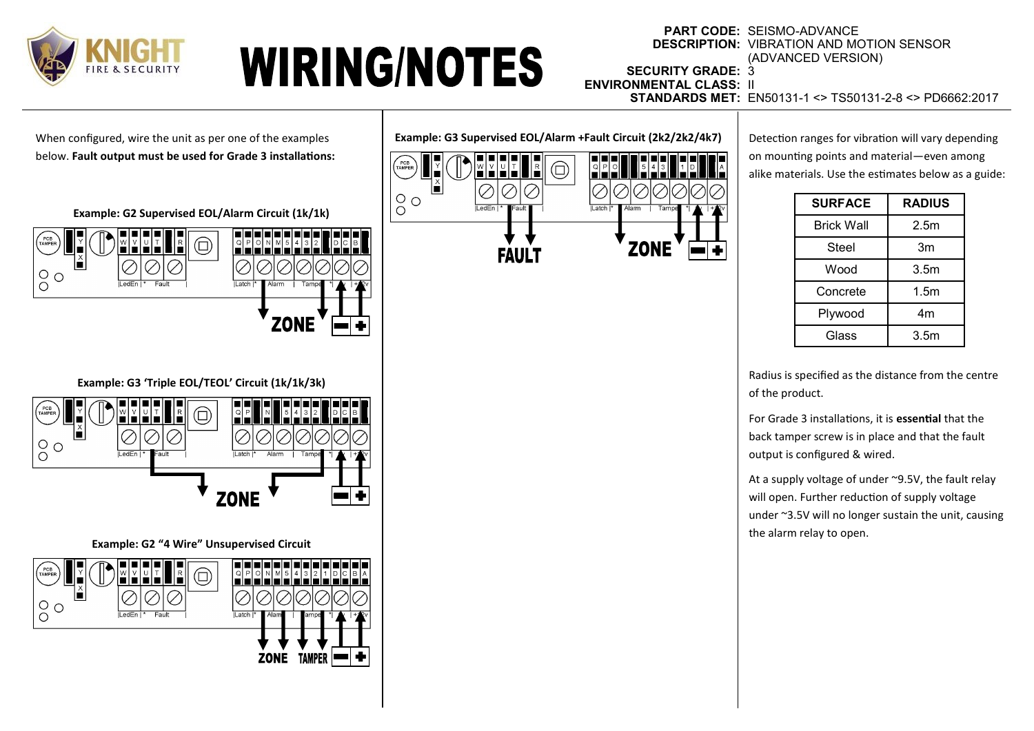# WIRING/NOTES

**PART CODE:** SEISMO-ADVANCE
**DESCRIPTION:** VIBRATION AND MOTION SENSOR (ADVANCED VERSION)
**SECURITY GRADE:** 3
**ENVIRONMENTAL CLASS:** II
**STANDARDS MET:** EN50131-1 <> TS50131-2-8 <> PD6662:2017

When configured, wire the unit as per one of the examples below. **Fault output must be used for Grade 3 installations:**

**Example: G2 Supervised EOL/Alarm Circuit (1k/1k)**

PCB TAMPER
Y
X
W V U T R
LedEn * Fault
Q P O N M 5 4 3 2 D C B
Latch * Alarm Tamper * - +12v
ZONE
− +

**Example: G3 'Triple EOL/TEOL' Circuit (1k/1k/3k)**

PCB TAMPER
Y
X
W V U T R
LedEn * Fault
Q P N 5 4 3 2 D C B
Latch * Alarm Tamper * - +12v
ZONE
− +

**Example: G2 "4 Wire" Unsupervised Circuit**

PCB TAMPER
Y
X
W V U T R
LedEn * Fault
Q P O N M 5 4 3 2 1 D C B A
Latch * Alarm Tamper * - +12v
ZONE TAMPER
− +

**Example: G3 Supervised EOL/Alarm +Fault Circuit (2k2/2k2/4k7)**

PCB TAMPER
Y
X
W V U T R
LedEn * Fault
Q P O 5 4 3 1 D A
Latch * Alarm Tamper * - +12v
FAULT
ZONE
− +

Detection ranges for vibration will vary depending on mounting points and material—even among alike materials. Use the estimates below as a guide:

| SURFACE | RADIUS |
|---|---|
| Brick Wall | 2.5m |
| Steel | 3m |
| Wood | 3.5m |
| Concrete | 1.5m |
| Plywood | 4m |
| Glass | 3.5m |

Radius is specified as the distance from the centre of the product.

For Grade 3 installations, it is **essential** that the back tamper screw is in place and that the fault output is configured & wired.

At a supply voltage of under ~9.5V, the fault relay will open. Further reduction of supply voltage under ~3.5V will no longer sustain the unit, causing the alarm relay to open.